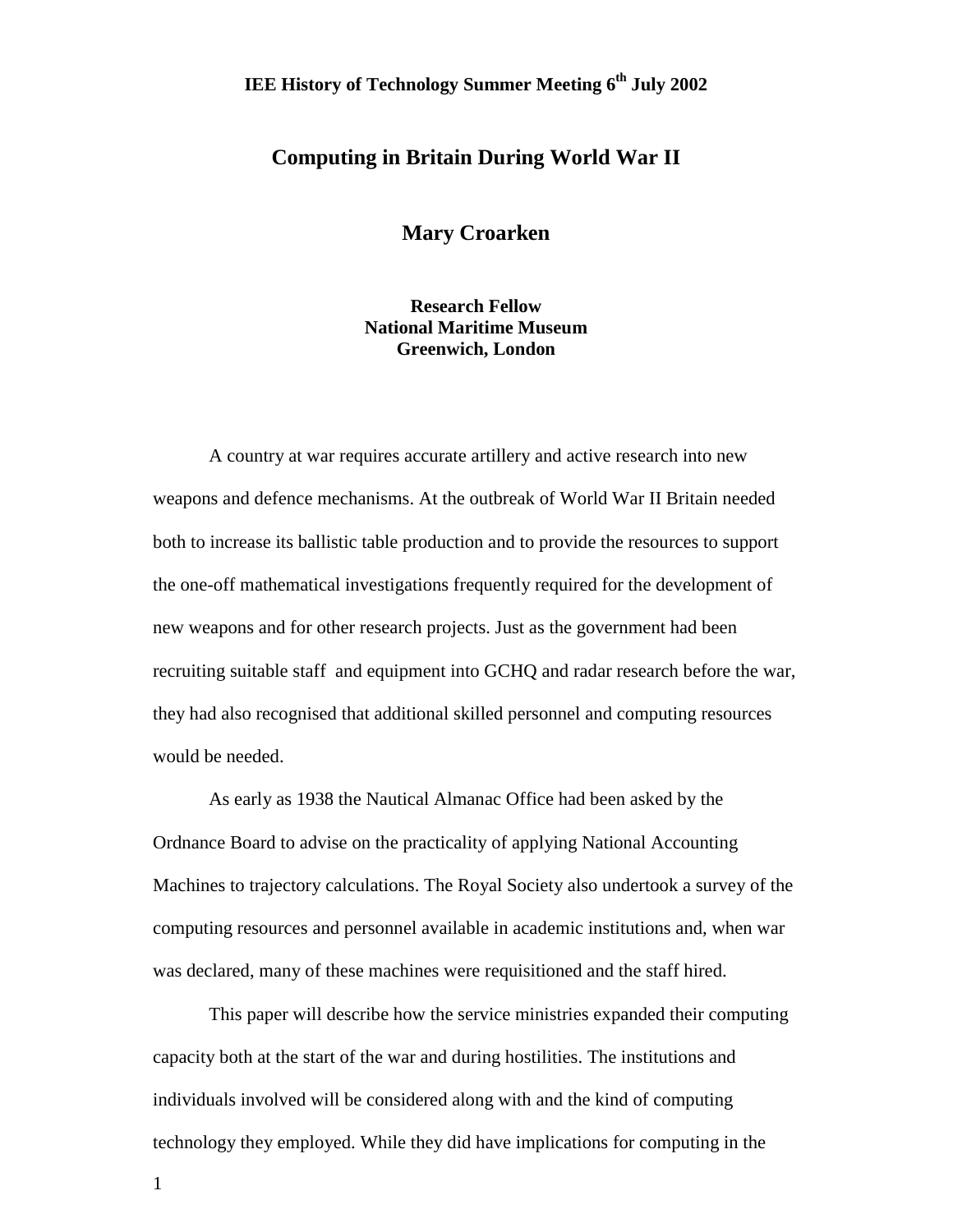**IEE History of Technology Summer Meeting 6th July 2002**

# Computing in Britain During World War II

## Mary Croarken

**Research Fellow**
**National Maritime Museum**
**Greenwich, London**

A country at war requires accurate artillery and active research into new weapons and defence mechanisms. At the outbreak of World War II Britain needed both to increase its ballistic table production and to provide the resources to support the one-off mathematical investigations frequently required for the development of new weapons and for other research projects. Just as the government had been recruiting suitable staff and equipment into GCHQ and radar research before the war, they had also recognised that additional skilled personnel and computing resources would be needed.

As early as 1938 the Nautical Almanac Office had been asked by the Ordnance Board to advise on the practicality of applying National Accounting Machines to trajectory calculations. The Royal Society also undertook a survey of the computing resources and personnel available in academic institutions and, when war was declared, many of these machines were requisitioned and the staff hired.

This paper will describe how the service ministries expanded their computing capacity both at the start of the war and during hostilities. The institutions and individuals involved will be considered along with and the kind of computing technology they employed. While they did have implications for computing in the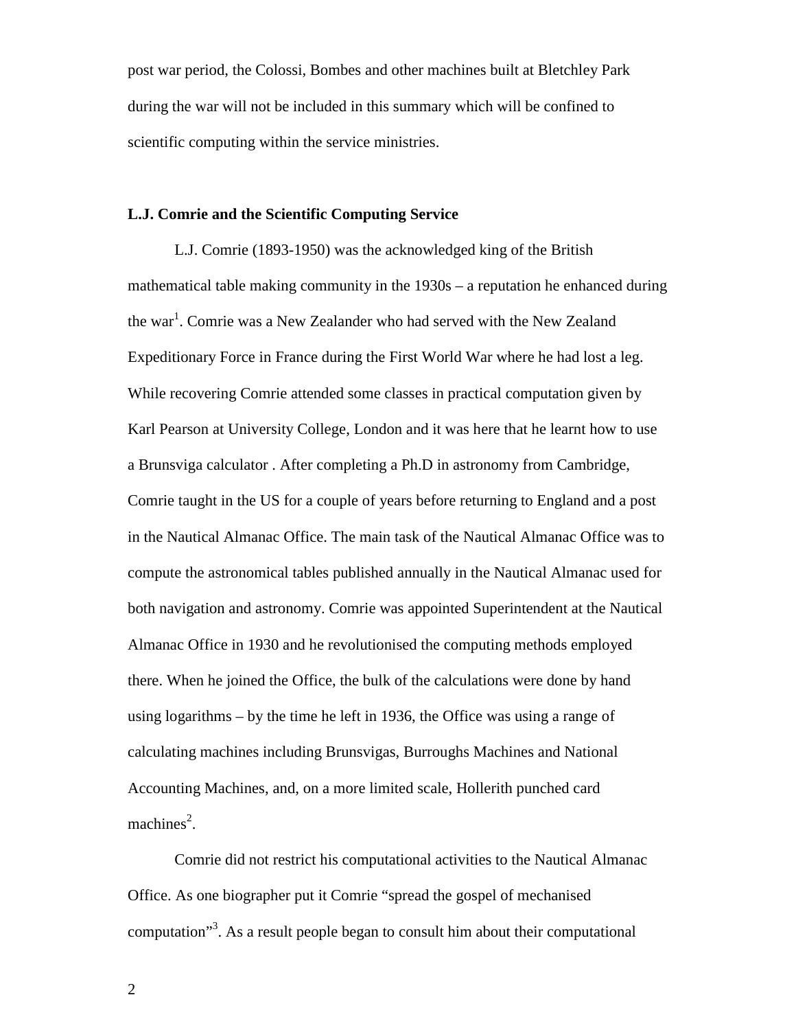post war period, the Colossi, Bombes and other machines built at Bletchley Park during the war will not be included in this summary which will be confined to scientific computing within the service ministries.

### L.J. Comrie and the Scientific Computing Service

L.J. Comrie (1893-1950) was the acknowledged king of the British mathematical table making community in the 1930s – a reputation he enhanced during the war[1]. Comrie was a New Zealander who had served with the New Zealand Expeditionary Force in France during the First World War where he had lost a leg. While recovering Comrie attended some classes in practical computation given by Karl Pearson at University College, London and it was here that he learnt how to use a Brunsviga calculator . After completing a Ph.D in astronomy from Cambridge, Comrie taught in the US for a couple of years before returning to England and a post in the Nautical Almanac Office. The main task of the Nautical Almanac Office was to compute the astronomical tables published annually in the Nautical Almanac used for both navigation and astronomy. Comrie was appointed Superintendent at the Nautical Almanac Office in 1930 and he revolutionised the computing methods employed there. When he joined the Office, the bulk of the calculations were done by hand using logarithms – by the time he left in 1936, the Office was using a range of calculating machines including Brunsvigas, Burroughs Machines and National Accounting Machines, and, on a more limited scale, Hollerith punched card machines[2].

Comrie did not restrict his computational activities to the Nautical Almanac Office. As one biographer put it Comrie "spread the gospel of mechanised computation"[3]. As a result people began to consult him about their computational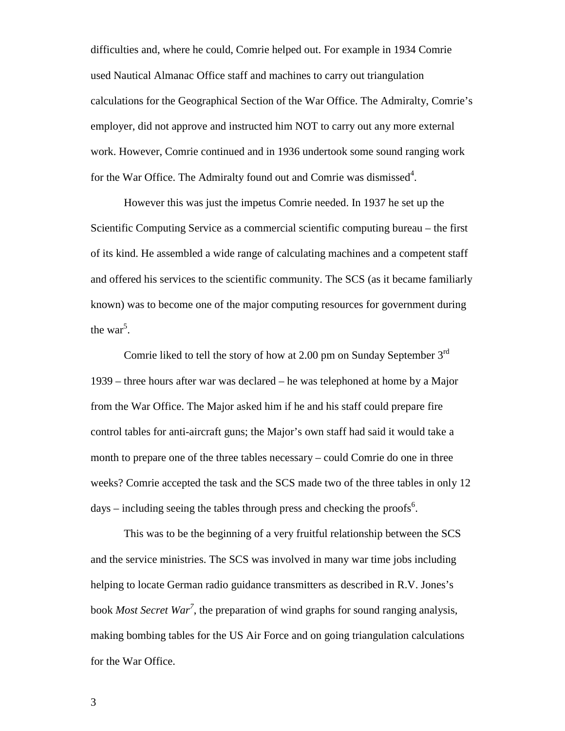difficulties and, where he could, Comrie helped out. For example in 1934 Comrie used Nautical Almanac Office staff and machines to carry out triangulation calculations for the Geographical Section of the War Office. The Admiralty, Comrie's employer, did not approve and instructed him NOT to carry out any more external work. However, Comrie continued and in 1936 undertook some sound ranging work for the War Office. The Admiralty found out and Comrie was dismissed[4].

However this was just the impetus Comrie needed. In 1937 he set up the Scientific Computing Service as a commercial scientific computing bureau – the first of its kind. He assembled a wide range of calculating machines and a competent staff and offered his services to the scientific community. The SCS (as it became familiarly known) was to become one of the major computing resources for government during the war[5].

Comrie liked to tell the story of how at 2.00 pm on Sunday September 3rd 1939 – three hours after war was declared – he was telephoned at home by a Major from the War Office. The Major asked him if he and his staff could prepare fire control tables for anti-aircraft guns; the Major's own staff had said it would take a month to prepare one of the three tables necessary – could Comrie do one in three weeks? Comrie accepted the task and the SCS made two of the three tables in only 12 days – including seeing the tables through press and checking the proofs[6].

This was to be the beginning of a very fruitful relationship between the SCS and the service ministries. The SCS was involved in many war time jobs including helping to locate German radio guidance transmitters as described in R.V. Jones's book *Most Secret War*[7], the preparation of wind graphs for sound ranging analysis, making bombing tables for the US Air Force and on going triangulation calculations for the War Office.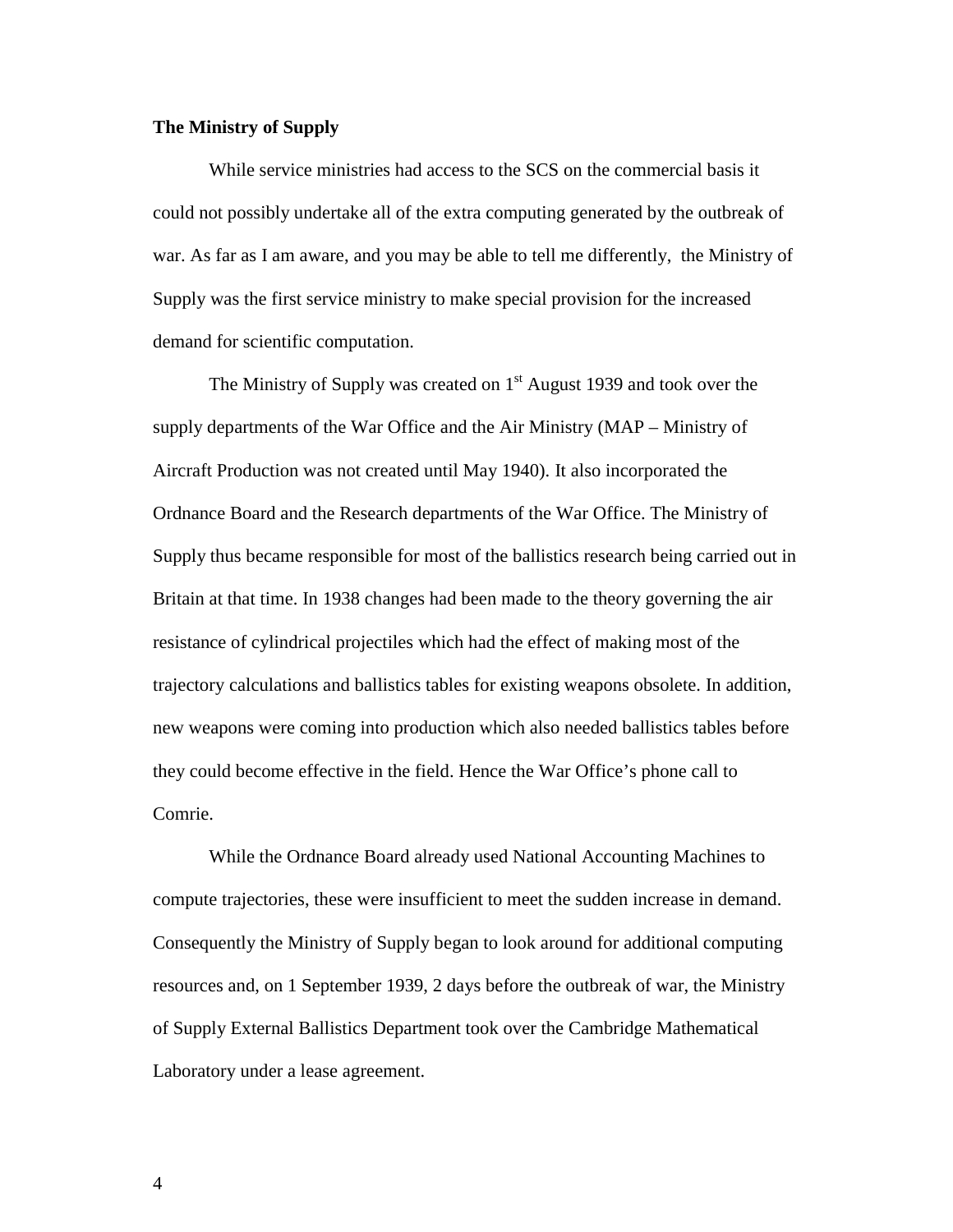**The Ministry of Supply**

While service ministries had access to the SCS on the commercial basis it could not possibly undertake all of the extra computing generated by the outbreak of war. As far as I am aware, and you may be able to tell me differently, the Ministry of Supply was the first service ministry to make special provision for the increased demand for scientific computation.

The Ministry of Supply was created on 1st August 1939 and took over the supply departments of the War Office and the Air Ministry (MAP – Ministry of Aircraft Production was not created until May 1940). It also incorporated the Ordnance Board and the Research departments of the War Office. The Ministry of Supply thus became responsible for most of the ballistics research being carried out in Britain at that time. In 1938 changes had been made to the theory governing the air resistance of cylindrical projectiles which had the effect of making most of the trajectory calculations and ballistics tables for existing weapons obsolete. In addition, new weapons were coming into production which also needed ballistics tables before they could become effective in the field. Hence the War Office's phone call to Comrie.

While the Ordnance Board already used National Accounting Machines to compute trajectories, these were insufficient to meet the sudden increase in demand. Consequently the Ministry of Supply began to look around for additional computing resources and, on 1 September 1939, 2 days before the outbreak of war, the Ministry of Supply External Ballistics Department took over the Cambridge Mathematical Laboratory under a lease agreement.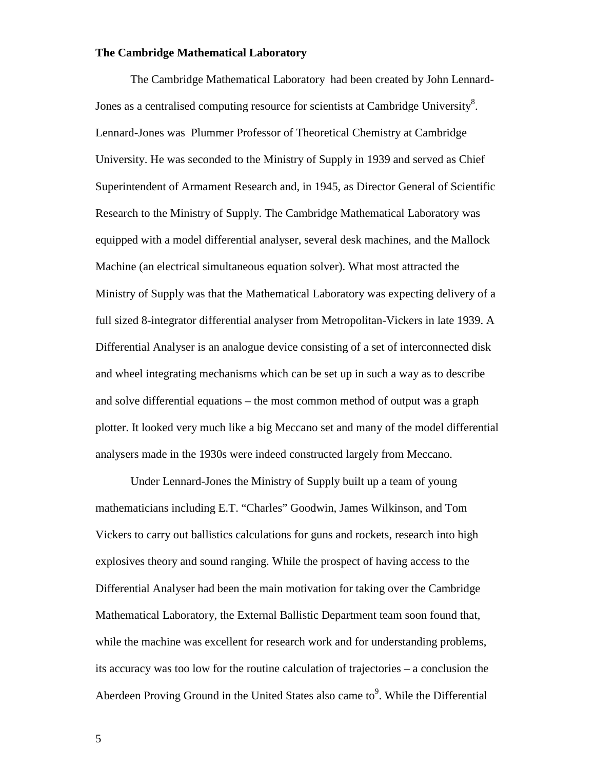**The Cambridge Mathematical Laboratory**

The Cambridge Mathematical Laboratory had been created by John Lennard-Jones as a centralised computing resource for scientists at Cambridge University[8]. Lennard-Jones was Plummer Professor of Theoretical Chemistry at Cambridge University. He was seconded to the Ministry of Supply in 1939 and served as Chief Superintendent of Armament Research and, in 1945, as Director General of Scientific Research to the Ministry of Supply. The Cambridge Mathematical Laboratory was equipped with a model differential analyser, several desk machines, and the Mallock Machine (an electrical simultaneous equation solver). What most attracted the Ministry of Supply was that the Mathematical Laboratory was expecting delivery of a full sized 8-integrator differential analyser from Metropolitan-Vickers in late 1939. A Differential Analyser is an analogue device consisting of a set of interconnected disk and wheel integrating mechanisms which can be set up in such a way as to describe and solve differential equations – the most common method of output was a graph plotter. It looked very much like a big Meccano set and many of the model differential analysers made in the 1930s were indeed constructed largely from Meccano.

Under Lennard-Jones the Ministry of Supply built up a team of young mathematicians including E.T. "Charles" Goodwin, James Wilkinson, and Tom Vickers to carry out ballistics calculations for guns and rockets, research into high explosives theory and sound ranging. While the prospect of having access to the Differential Analyser had been the main motivation for taking over the Cambridge Mathematical Laboratory, the External Ballistic Department team soon found that, while the machine was excellent for research work and for understanding problems, its accuracy was too low for the routine calculation of trajectories – a conclusion the Aberdeen Proving Ground in the United States also came to[9]. While the Differential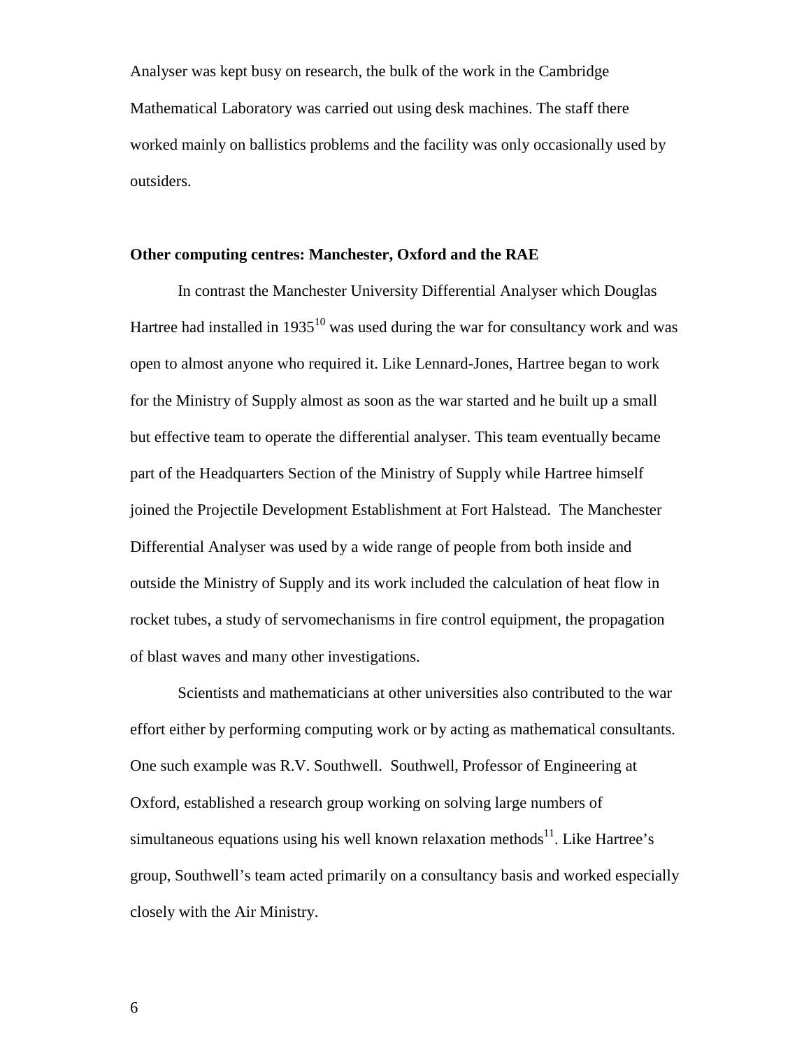Analyser was kept busy on research, the bulk of the work in the Cambridge Mathematical Laboratory was carried out using desk machines. The staff there worked mainly on ballistics problems and the facility was only occasionally used by outsiders.

**Other computing centres: Manchester, Oxford and the RAE**

In contrast the Manchester University Differential Analyser which Douglas Hartree had installed in 1935[10] was used during the war for consultancy work and was open to almost anyone who required it. Like Lennard-Jones, Hartree began to work for the Ministry of Supply almost as soon as the war started and he built up a small but effective team to operate the differential analyser. This team eventually became part of the Headquarters Section of the Ministry of Supply while Hartree himself joined the Projectile Development Establishment at Fort Halstead. The Manchester Differential Analyser was used by a wide range of people from both inside and outside the Ministry of Supply and its work included the calculation of heat flow in rocket tubes, a study of servomechanisms in fire control equipment, the propagation of blast waves and many other investigations.

Scientists and mathematicians at other universities also contributed to the war effort either by performing computing work or by acting as mathematical consultants. One such example was R.V. Southwell. Southwell, Professor of Engineering at Oxford, established a research group working on solving large numbers of simultaneous equations using his well known relaxation methods[11]. Like Hartree's group, Southwell's team acted primarily on a consultancy basis and worked especially closely with the Air Ministry.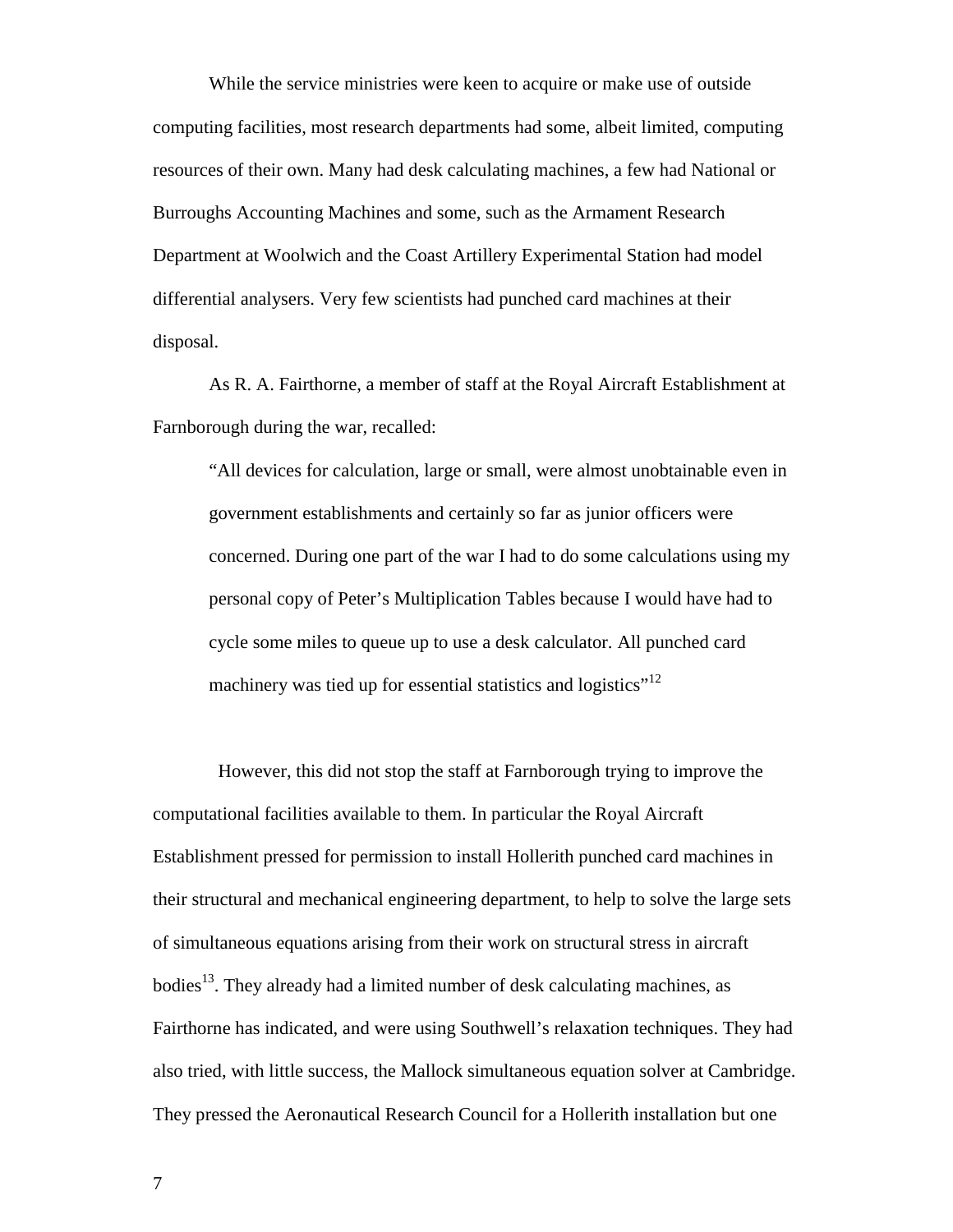While the service ministries were keen to acquire or make use of outside computing facilities, most research departments had some, albeit limited, computing resources of their own. Many had desk calculating machines, a few had National or Burroughs Accounting Machines and some, such as the Armament Research Department at Woolwich and the Coast Artillery Experimental Station had model differential analysers. Very few scientists had punched card machines at their disposal.

As R. A. Fairthorne, a member of staff at the Royal Aircraft Establishment at Farnborough during the war, recalled:

> "All devices for calculation, large or small, were almost unobtainable even in government establishments and certainly so far as junior officers were concerned. During one part of the war I had to do some calculations using my personal copy of Peter's Multiplication Tables because I would have had to cycle some miles to queue up to use a desk calculator. All punched card machinery was tied up for essential statistics and logistics"[12]

However, this did not stop the staff at Farnborough trying to improve the computational facilities available to them. In particular the Royal Aircraft Establishment pressed for permission to install Hollerith punched card machines in their structural and mechanical engineering department, to help to solve the large sets of simultaneous equations arising from their work on structural stress in aircraft bodies[13]. They already had a limited number of desk calculating machines, as Fairthorne has indicated, and were using Southwell's relaxation techniques. They had also tried, with little success, the Mallock simultaneous equation solver at Cambridge. They pressed the Aeronautical Research Council for a Hollerith installation but one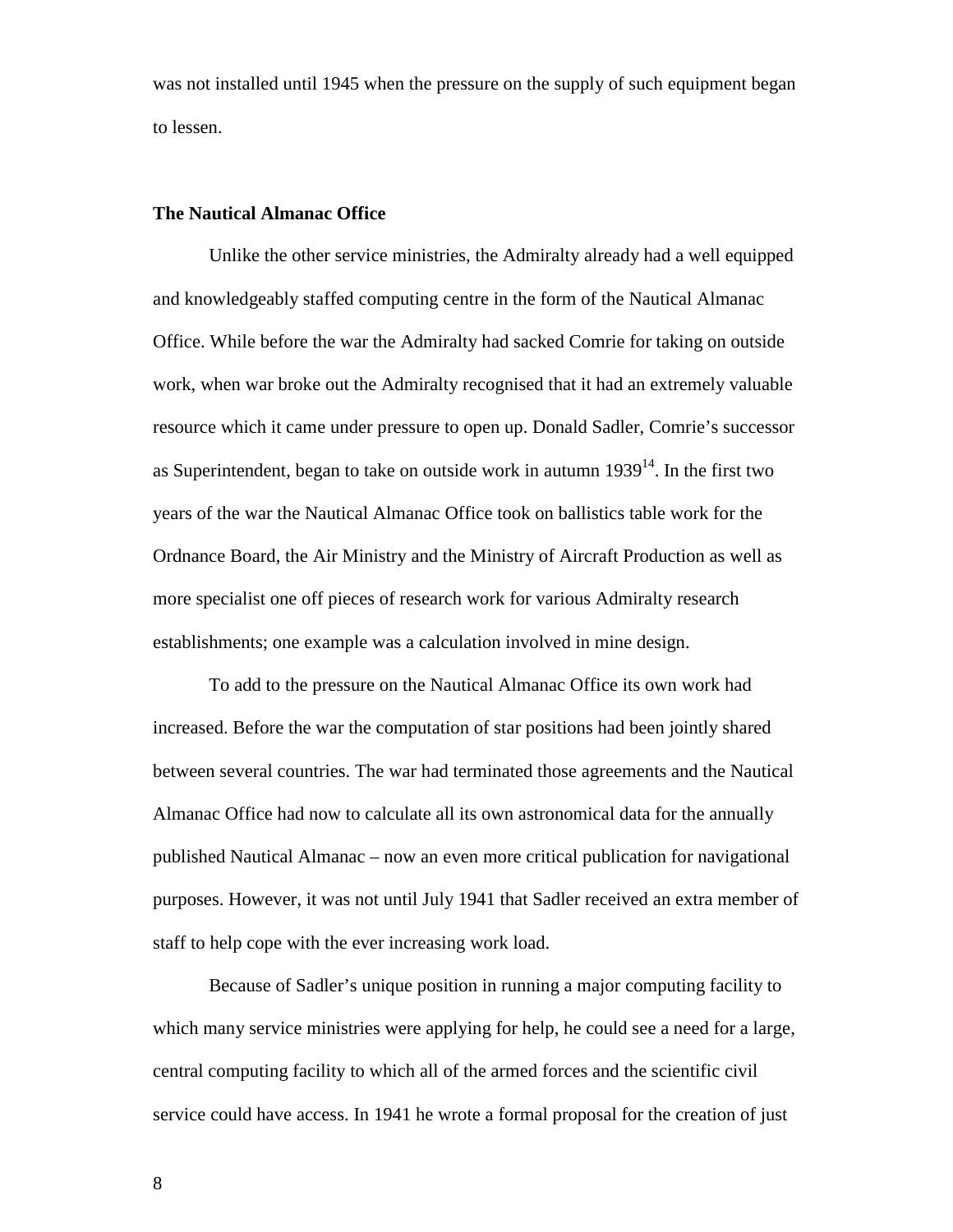was not installed until 1945 when the pressure on the supply of such equipment began to lessen.

**The Nautical Almanac Office**

Unlike the other service ministries, the Admiralty already had a well equipped and knowledgeably staffed computing centre in the form of the Nautical Almanac Office. While before the war the Admiralty had sacked Comrie for taking on outside work, when war broke out the Admiralty recognised that it had an extremely valuable resource which it came under pressure to open up. Donald Sadler, Comrie's successor as Superintendent, began to take on outside work in autumn 1939[14]. In the first two years of the war the Nautical Almanac Office took on ballistics table work for the Ordnance Board, the Air Ministry and the Ministry of Aircraft Production as well as more specialist one off pieces of research work for various Admiralty research establishments; one example was a calculation involved in mine design.

To add to the pressure on the Nautical Almanac Office its own work had increased. Before the war the computation of star positions had been jointly shared between several countries. The war had terminated those agreements and the Nautical Almanac Office had now to calculate all its own astronomical data for the annually published Nautical Almanac – now an even more critical publication for navigational purposes. However, it was not until July 1941 that Sadler received an extra member of staff to help cope with the ever increasing work load.

Because of Sadler's unique position in running a major computing facility to which many service ministries were applying for help, he could see a need for a large, central computing facility to which all of the armed forces and the scientific civil service could have access. In 1941 he wrote a formal proposal for the creation of just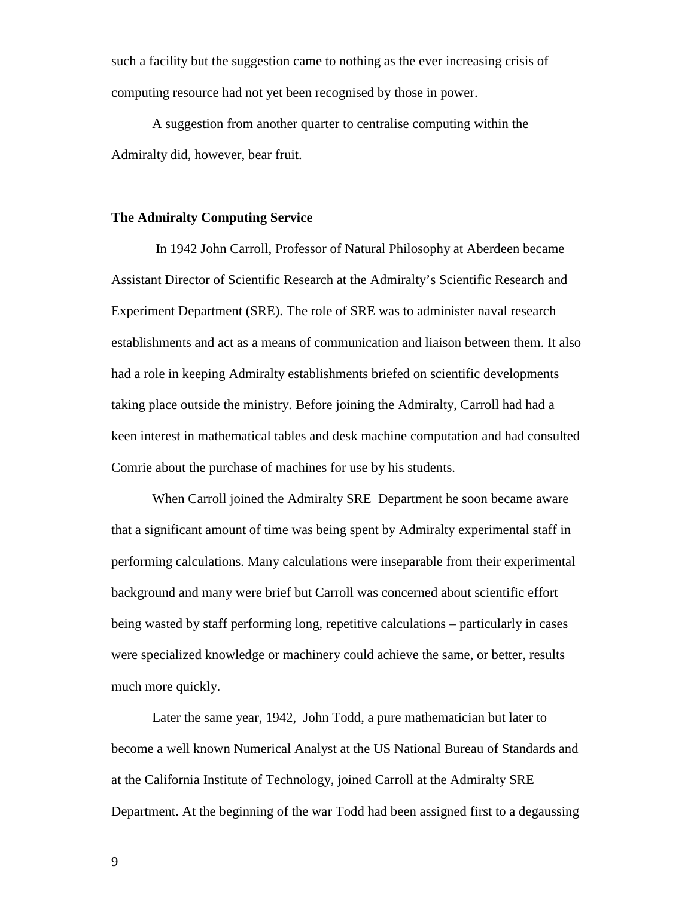such a facility but the suggestion came to nothing as the ever increasing crisis of computing resource had not yet been recognised by those in power.

A suggestion from another quarter to centralise computing within the Admiralty did, however, bear fruit.

### The Admiralty Computing Service

In 1942 John Carroll, Professor of Natural Philosophy at Aberdeen became Assistant Director of Scientific Research at the Admiralty's Scientific Research and Experiment Department (SRE). The role of SRE was to administer naval research establishments and act as a means of communication and liaison between them. It also had a role in keeping Admiralty establishments briefed on scientific developments taking place outside the ministry. Before joining the Admiralty, Carroll had had a keen interest in mathematical tables and desk machine computation and had consulted Comrie about the purchase of machines for use by his students.

When Carroll joined the Admiralty SRE Department he soon became aware that a significant amount of time was being spent by Admiralty experimental staff in performing calculations. Many calculations were inseparable from their experimental background and many were brief but Carroll was concerned about scientific effort being wasted by staff performing long, repetitive calculations – particularly in cases were specialized knowledge or machinery could achieve the same, or better, results much more quickly.

Later the same year, 1942, John Todd, a pure mathematician but later to become a well known Numerical Analyst at the US National Bureau of Standards and at the California Institute of Technology, joined Carroll at the Admiralty SRE Department. At the beginning of the war Todd had been assigned first to a degaussing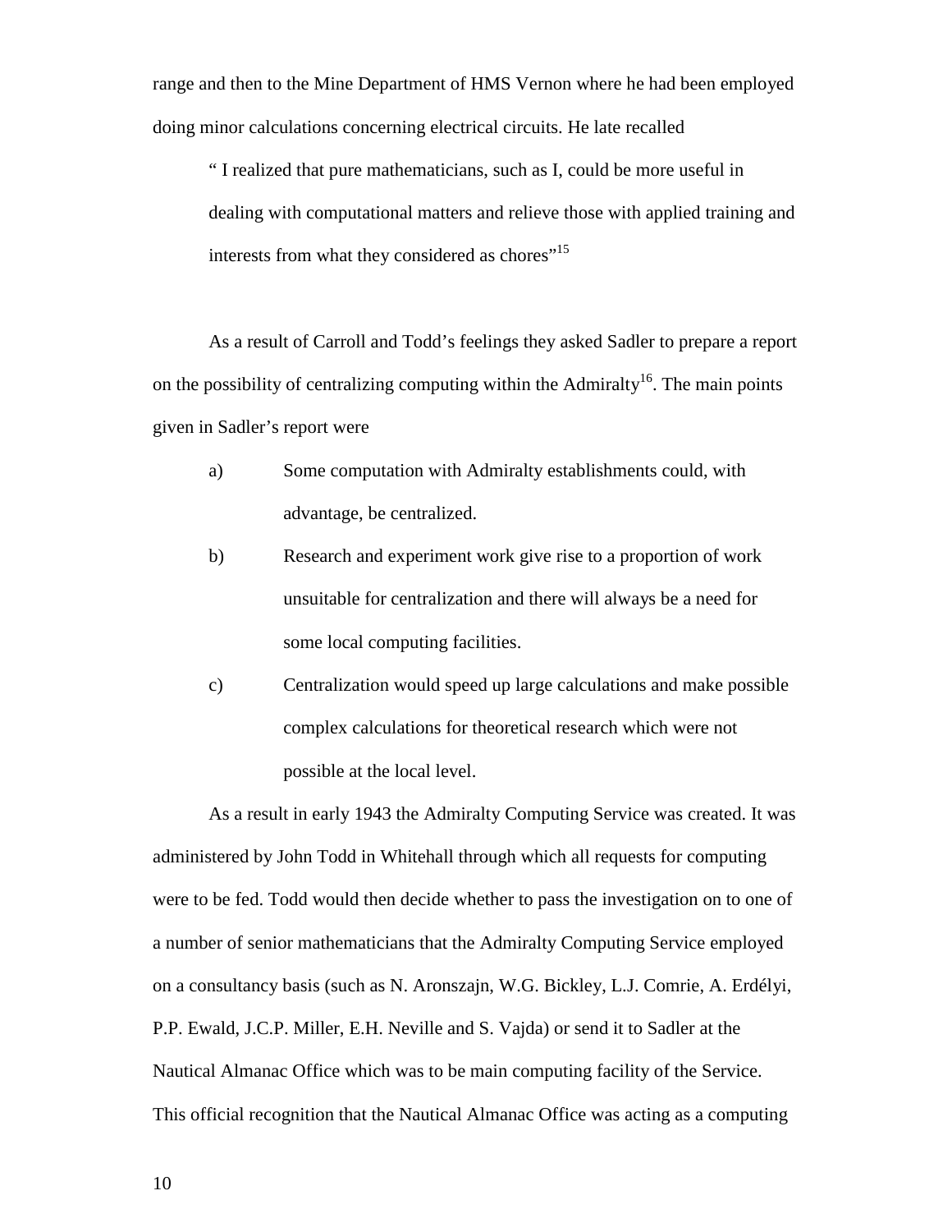range and then to the Mine Department of HMS Vernon where he had been employed doing minor calculations concerning electrical circuits. He late recalled

> " I realized that pure mathematicians, such as I, could be more useful in dealing with computational matters and relieve those with applied training and interests from what they considered as chores"[15]

As a result of Carroll and Todd's feelings they asked Sadler to prepare a report on the possibility of centralizing computing within the Admiralty[16]. The main points given in Sadler's report were

a) Some computation with Admiralty establishments could, with advantage, be centralized.

b) Research and experiment work give rise to a proportion of work unsuitable for centralization and there will always be a need for some local computing facilities.

c) Centralization would speed up large calculations and make possible complex calculations for theoretical research which were not possible at the local level.

As a result in early 1943 the Admiralty Computing Service was created. It was administered by John Todd in Whitehall through which all requests for computing were to be fed. Todd would then decide whether to pass the investigation on to one of a number of senior mathematicians that the Admiralty Computing Service employed on a consultancy basis (such as N. Aronszajn, W.G. Bickley, L.J. Comrie, A. Erdélyi, P.P. Ewald, J.C.P. Miller, E.H. Neville and S. Vajda) or send it to Sadler at the Nautical Almanac Office which was to be main computing facility of the Service. This official recognition that the Nautical Almanac Office was acting as a computing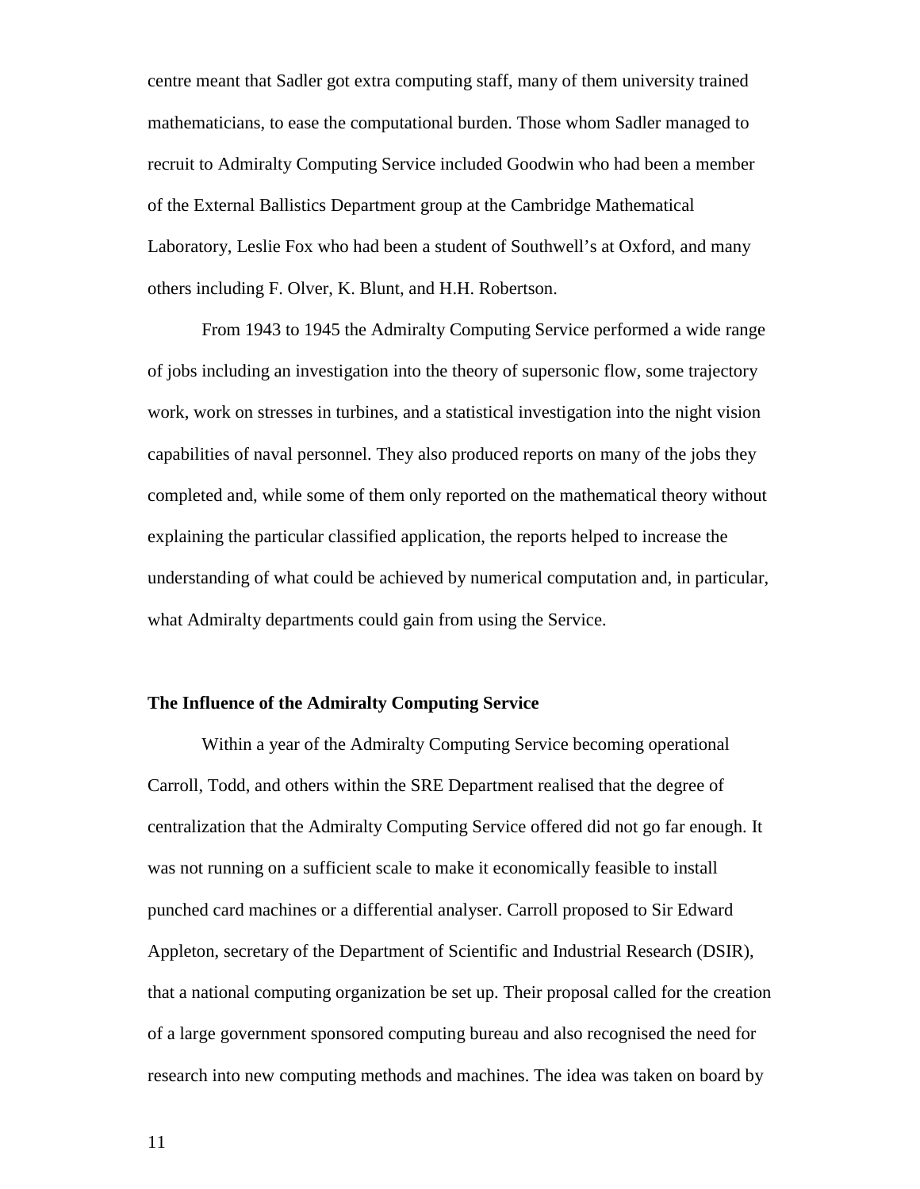centre meant that Sadler got extra computing staff, many of them university trained mathematicians, to ease the computational burden. Those whom Sadler managed to recruit to Admiralty Computing Service included Goodwin who had been a member of the External Ballistics Department group at the Cambridge Mathematical Laboratory, Leslie Fox who had been a student of Southwell's at Oxford, and many others including F. Olver, K. Blunt, and H.H. Robertson.

From 1943 to 1945 the Admiralty Computing Service performed a wide range of jobs including an investigation into the theory of supersonic flow, some trajectory work, work on stresses in turbines, and a statistical investigation into the night vision capabilities of naval personnel. They also produced reports on many of the jobs they completed and, while some of them only reported on the mathematical theory without explaining the particular classified application, the reports helped to increase the understanding of what could be achieved by numerical computation and, in particular, what Admiralty departments could gain from using the Service.

## The Influence of the Admiralty Computing Service

Within a year of the Admiralty Computing Service becoming operational Carroll, Todd, and others within the SRE Department realised that the degree of centralization that the Admiralty Computing Service offered did not go far enough. It was not running on a sufficient scale to make it economically feasible to install punched card machines or a differential analyser. Carroll proposed to Sir Edward Appleton, secretary of the Department of Scientific and Industrial Research (DSIR), that a national computing organization be set up. Their proposal called for the creation of a large government sponsored computing bureau and also recognised the need for research into new computing methods and machines. The idea was taken on board by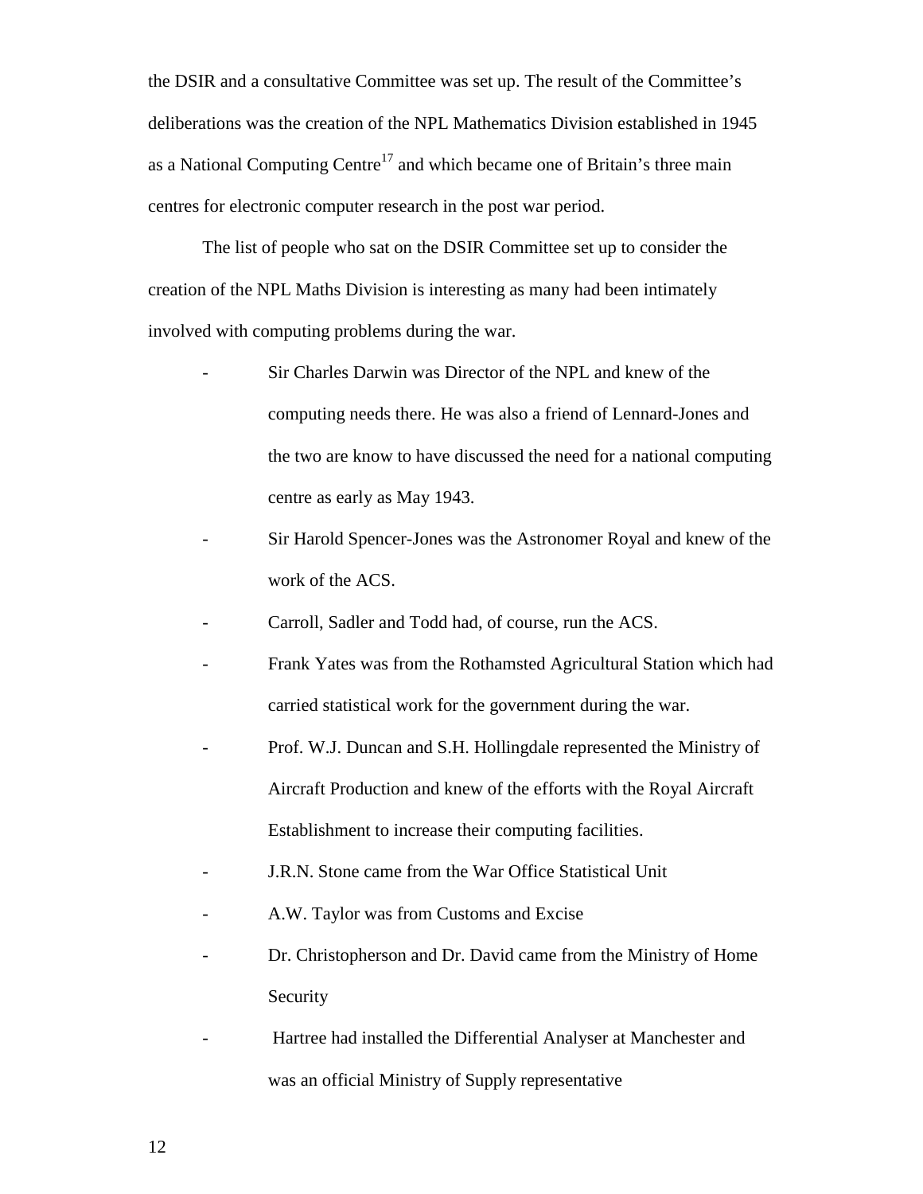the DSIR and a consultative Committee was set up. The result of the Committee's deliberations was the creation of the NPL Mathematics Division established in 1945 as a National Computing Centre[17] and which became one of Britain's three main centres for electronic computer research in the post war period.

The list of people who sat on the DSIR Committee set up to consider the creation of the NPL Maths Division is interesting as many had been intimately involved with computing problems during the war.

- Sir Charles Darwin was Director of the NPL and knew of the computing needs there. He was also a friend of Lennard-Jones and the two are know to have discussed the need for a national computing centre as early as May 1943.
- Sir Harold Spencer-Jones was the Astronomer Royal and knew of the work of the ACS.
- Carroll, Sadler and Todd had, of course, run the ACS.
- Frank Yates was from the Rothamsted Agricultural Station which had carried statistical work for the government during the war.
- Prof. W.J. Duncan and S.H. Hollingdale represented the Ministry of Aircraft Production and knew of the efforts with the Royal Aircraft Establishment to increase their computing facilities.
- J.R.N. Stone came from the War Office Statistical Unit
- A.W. Taylor was from Customs and Excise
- Dr. Christopherson and Dr. David came from the Ministry of Home Security
- Hartree had installed the Differential Analyser at Manchester and was an official Ministry of Supply representative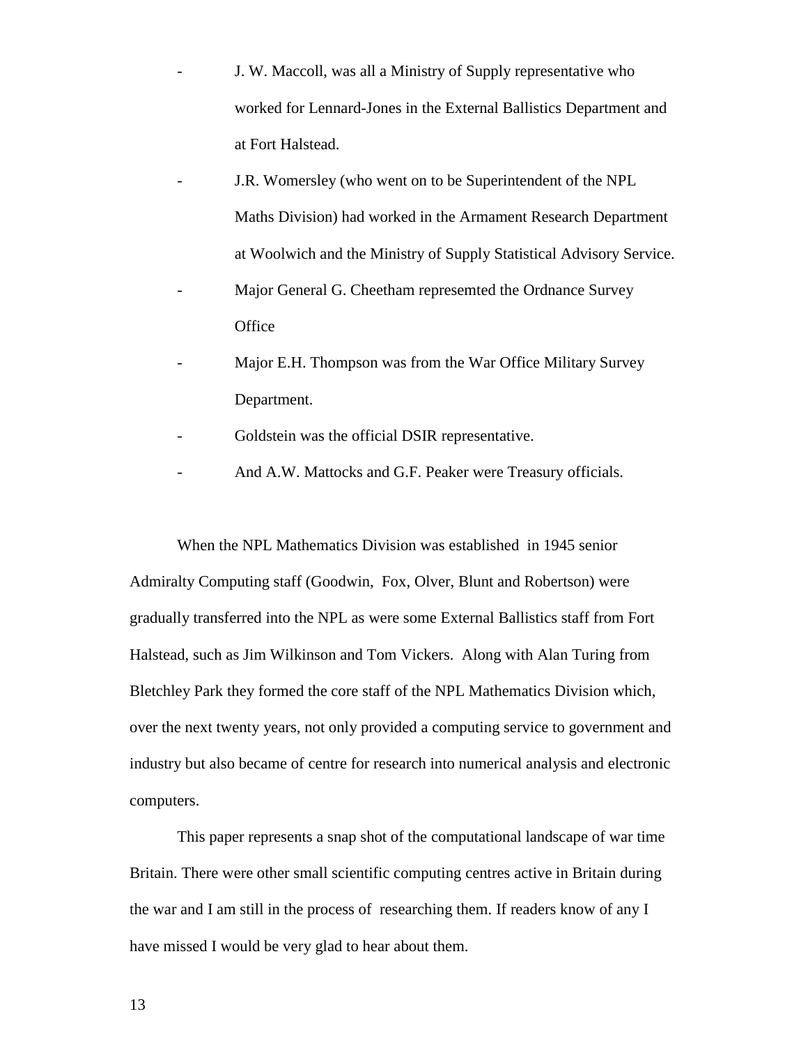- J. W. Maccoll, was all a Ministry of Supply representative who worked for Lennard-Jones in the External Ballistics Department and at Fort Halstead.
- J.R. Womersley (who went on to be Superintendent of the NPL Maths Division) had worked in the Armament Research Department at Woolwich and the Ministry of Supply Statistical Advisory Service.
- Major General G. Cheetham represemted the Ordnance Survey Office
- Major E.H. Thompson was from the War Office Military Survey Department.
- Goldstein was the official DSIR representative.
- And A.W. Mattocks and G.F. Peaker were Treasury officials.

When the NPL Mathematics Division was established in 1945 senior Admiralty Computing staff (Goodwin, Fox, Olver, Blunt and Robertson) were gradually transferred into the NPL as were some External Ballistics staff from Fort Halstead, such as Jim Wilkinson and Tom Vickers. Along with Alan Turing from Bletchley Park they formed the core staff of the NPL Mathematics Division which, over the next twenty years, not only provided a computing service to government and industry but also became of centre for research into numerical analysis and electronic computers.

This paper represents a snap shot of the computational landscape of war time Britain. There were other small scientific computing centres active in Britain during the war and I am still in the process of researching them. If readers know of any I have missed I would be very glad to hear about them.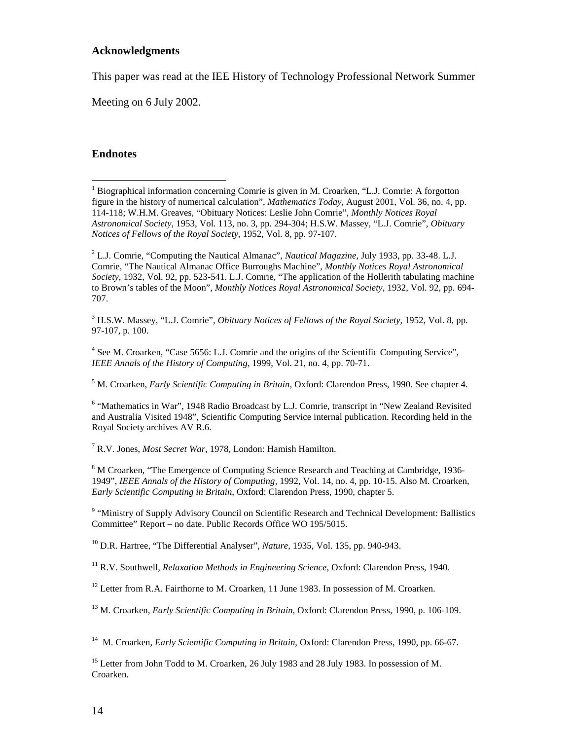## Acknowledgments

This paper was read at the IEE History of Technology Professional Network Summer Meeting on 6 July 2002.

## Endnotes

[1] Biographical information concerning Comrie is given in M. Croarken, "L.J. Comrie: A forgotton figure in the history of numerical calculation", *Mathematics Today*, August 2001, Vol. 36, no. 4, pp. 114-118; W.H.M. Greaves, "Obituary Notices: Leslie John Comrie", *Monthly Notices Royal Astronomical Society*, 1953, Vol. 113, no. 3, pp. 294-304; H.S.W. Massey, "L.J. Comrie", *Obituary Notices of Fellows of the Royal Society*, 1952, Vol. 8, pp. 97-107.

[2] L.J. Comrie, "Computing the Nautical Almanac", *Nautical Magazine*, July 1933, pp. 33-48. L.J. Comrie, "The Nautical Almanac Office Burroughs Machine", *Monthly Notices Royal Astronomical Society*, 1932, Vol. 92, pp. 523-541. L.J. Comrie, "The application of the Hollerith tabulating machine to Brown's tables of the Moon", *Monthly Notices Royal Astronomical Society*, 1932, Vol. 92, pp. 694-707.

[3] H.S.W. Massey, "L.J. Comrie", *Obituary Notices of Fellows of the Royal Society*, 1952, Vol. 8, pp. 97-107, p. 100.

[4] See M. Croarken, "Case 5656: L.J. Comrie and the origins of the Scientific Computing Service", *IEEE Annals of the History of Computing*, 1999, Vol. 21, no. 4, pp. 70-71.

[5] M. Croarken, *Early Scientific Computing in Britain*, Oxford: Clarendon Press, 1990. See chapter 4.

[6] "Mathematics in War", 1948 Radio Broadcast by L.J. Comrie, transcript in "New Zealand Revisited and Australia Visited 1948", Scientific Computing Service internal publication. Recording held in the Royal Society archives AV R.6.

[7] R.V. Jones, *Most Secret War*, 1978, London: Hamish Hamilton.

[8] M Croarken, "The Emergence of Computing Science Research and Teaching at Cambridge, 1936-1949", *IEEE Annals of the History of Computing*, 1992, Vol. 14, no. 4, pp. 10-15. Also M. Croarken, *Early Scientific Computing in Britain*, Oxford: Clarendon Press, 1990, chapter 5.

[9] "Ministry of Supply Advisory Council on Scientific Research and Technical Development: Ballistics Committee" Report – no date. Public Records Office WO 195/5015.

[10] D.R. Hartree, "The Differential Analyser", *Nature*, 1935, Vol. 135, pp. 940-943.

[11] R.V. Southwell, *Relaxation Methods in Engineering Science*, Oxford: Clarendon Press, 1940.

[12] Letter from R.A. Fairthorne to M. Croarken, 11 June 1983. In possession of M. Croarken.

[13] M. Croarken, *Early Scientific Computing in Britain*, Oxford: Clarendon Press, 1990, p. 106-109.

[14] M. Croarken, *Early Scientific Computing in Britain*, Oxford: Clarendon Press, 1990, pp. 66-67.

[15] Letter from John Todd to M. Croarken, 26 July 1983 and 28 July 1983. In possession of M. Croarken.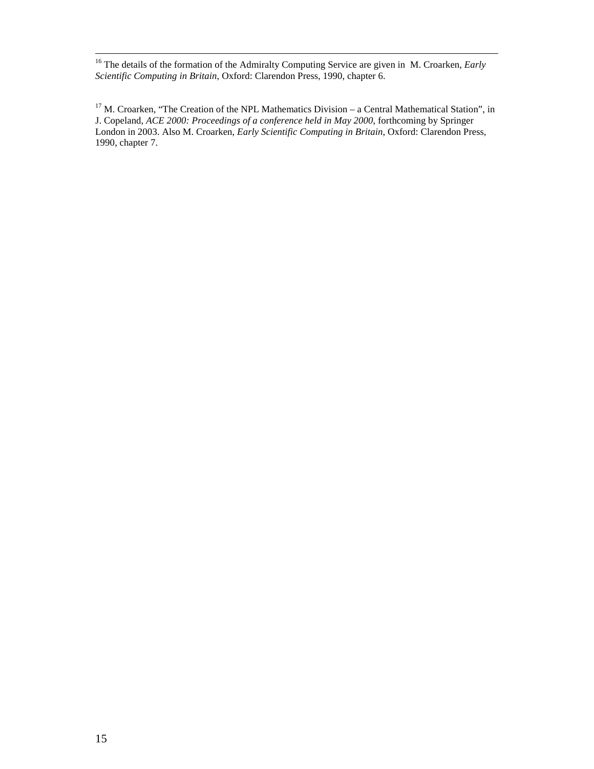[16] The details of the formation of the Admiralty Computing Service are given in M. Croarken, *Early Scientific Computing in Britain*, Oxford: Clarendon Press, 1990, chapter 6.

[17] M. Croarken, "The Creation of the NPL Mathematics Division – a Central Mathematical Station", in J. Copeland, *ACE 2000: Proceedings of a conference held in May 2000*, forthcoming by Springer London in 2003. Also M. Croarken, *Early Scientific Computing in Britain*, Oxford: Clarendon Press, 1990, chapter 7.